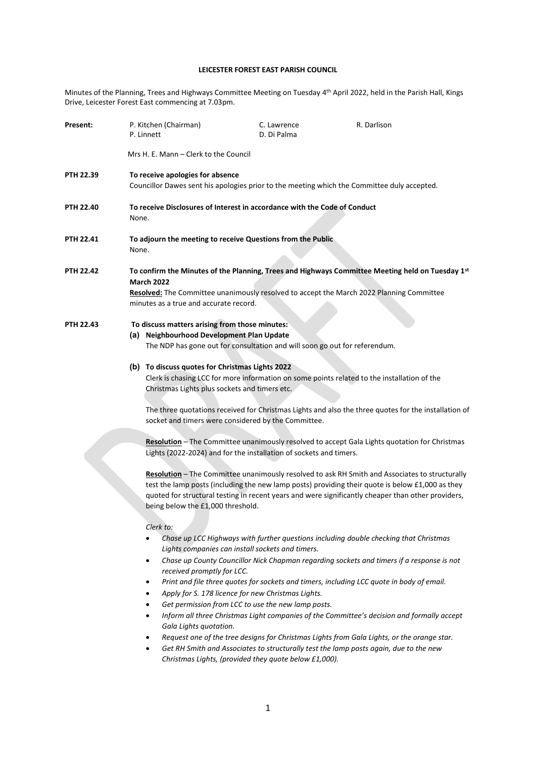**LEICESTER FOREST EAST PARISH COUNCIL**

Minutes of the Planning, Trees and Highways Committee Meeting on Tuesday 4th April 2022, held in the Parish Hall, Kings Drive, Leicester Forest East commencing at 7.03pm.

**Present:** P. Kitchen (Chairman), C. Lawrence, R. Darlison, P. Linnett, D. Di Palma

Mrs H. E. Mann – Clerk to the Council

**PTH 22.39** **To receive apologies for absence**

Councillor Dawes sent his apologies prior to the meeting which the Committee duly accepted.

**PTH 22.40** **To receive Disclosures of Interest in accordance with the Code of Conduct**

None.

**PTH 22.41** **To adjourn the meeting to receive Questions from the Public**

None.

**PTH 22.42** **To confirm the Minutes of the Planning, Trees and Highways Committee Meeting held on Tuesday 1st March 2022**

**Resolved:** The Committee unanimously resolved to accept the March 2022 Planning Committee minutes as a true and accurate record.

**PTH 22.43** **To discuss matters arising from those minutes:**

**(a) Neighbourhood Development Plan Update**

The NDP has gone out for consultation and will soon go out for referendum.

**(b) To discuss quotes for Christmas Lights 2022**

Clerk is chasing LCC for more information on some points related to the installation of the Christmas Lights plus sockets and timers etc.

The three quotations received for Christmas Lights and also the three quotes for the installation of socket and timers were considered by the Committee.

**Resolution** – The Committee unanimously resolved to accept Gala Lights quotation for Christmas Lights (2022-2024) and for the installation of sockets and timers.

**Resolution** – The Committee unanimously resolved to ask RH Smith and Associates to structurally test the lamp posts (including the new lamp posts) providing their quote is below £1,000 as they quoted for structural testing in recent years and were significantly cheaper than other providers, being below the £1,000 threshold.

*Clerk to:*

- *Chase up LCC Highways with further questions including double checking that Christmas Lights companies can install sockets and timers.*
- *Chase up County Councillor Nick Chapman regarding sockets and timers if a response is not received promptly for LCC.*
- *Print and file three quotes for sockets and timers, including LCC quote in body of email.*
- *Apply for S. 178 licence for new Christmas Lights.*
- *Get permission from LCC to use the new lamp posts.*
- *Inform all three Christmas Light companies of the Committee's decision and formally accept Gala Lights quotation.*
- *Request one of the tree designs for Christmas Lights from Gala Lights, or the orange star.*
- *Get RH Smith and Associates to structurally test the lamp posts again, due to the new Christmas Lights, (provided they quote below £1,000).*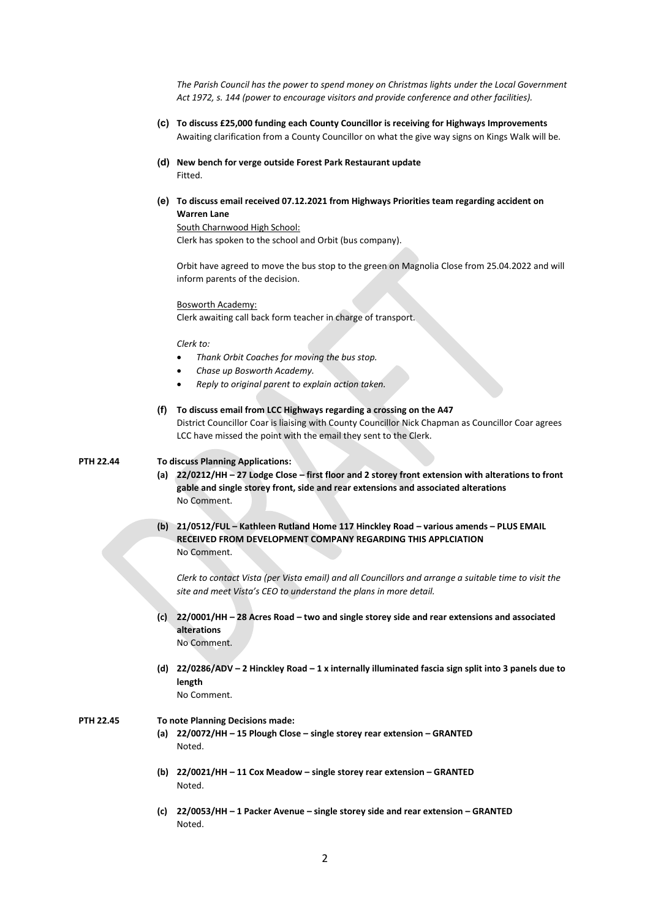*The Parish Council has the power to spend money on Christmas lights under the Local Government Act 1972, s. 144 (power to encourage visitors and provide conference and other facilities).*

**(c) To discuss £25,000 funding each County Councillor is receiving for Highways Improvements**
Awaiting clarification from a County Councillor on what the give way signs on Kings Walk will be.

**(d) New bench for verge outside Forest Park Restaurant update**
Fitted.

**(e) To discuss email received 07.12.2021 from Highways Priorities team regarding accident on Warren Lane**

South Charnwood High School:
Clerk has spoken to the school and Orbit (bus company).

Orbit have agreed to move the bus stop to the green on Magnolia Close from 25.04.2022 and will inform parents of the decision.

Bosworth Academy:
Clerk awaiting call back form teacher in charge of transport.

*Clerk to:*

- *Thank Orbit Coaches for moving the bus stop.*
- *Chase up Bosworth Academy.*
- *Reply to original parent to explain action taken.*

**(f) To discuss email from LCC Highways regarding a crossing on the A47**
District Councillor Coar is liaising with County Councillor Nick Chapman as Councillor Coar agrees LCC have missed the point with the email they sent to the Clerk.

**PTH 22.44 To discuss Planning Applications:**

**(a) 22/0212/HH – 27 Lodge Close – first floor and 2 storey front extension with alterations to front gable and single storey front, side and rear extensions and associated alterations**
No Comment.

**(b) 21/0512/FUL – Kathleen Rutland Home 117 Hinckley Road – various amends – PLUS EMAIL RECEIVED FROM DEVELOPMENT COMPANY REGARDING THIS APPLCIATION**
No Comment.

*Clerk to contact Vista (per Vista email) and all Councillors and arrange a suitable time to visit the site and meet Vista's CEO to understand the plans in more detail.*

**(c) 22/0001/HH – 28 Acres Road – two and single storey side and rear extensions and associated alterations**
No Comment.

**(d) 22/0286/ADV – 2 Hinckley Road – 1 x internally illuminated fascia sign split into 3 panels due to length**
No Comment.

**PTH 22.45 To note Planning Decisions made:**

**(a) 22/0072/HH – 15 Plough Close – single storey rear extension – GRANTED**
Noted.

**(b) 22/0021/HH – 11 Cox Meadow – single storey rear extension – GRANTED**
Noted.

**(c) 22/0053/HH – 1 Packer Avenue – single storey side and rear extension – GRANTED**
Noted.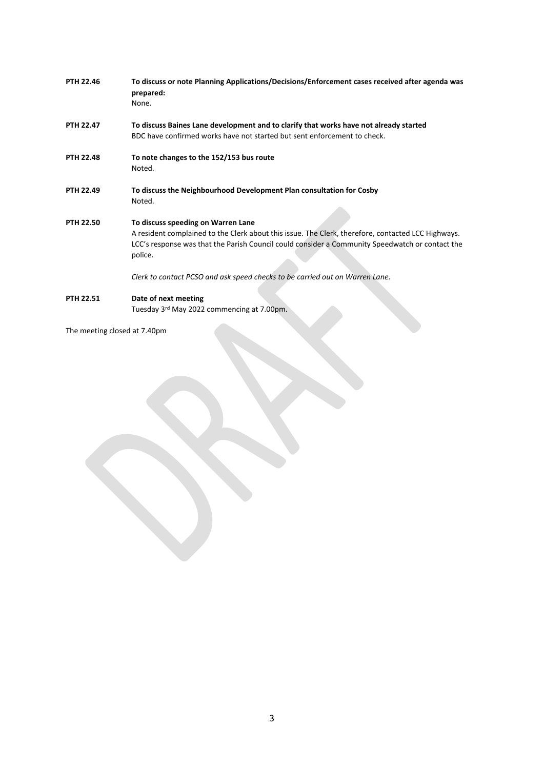**PTH 22.46** **To discuss or note Planning Applications/Decisions/Enforcement cases received after agenda was prepared:**
None.

**PTH 22.47** **To discuss Baines Lane development and to clarify that works have not already started**
BDC have confirmed works have not started but sent enforcement to check.

**PTH 22.48** **To note changes to the 152/153 bus route**
Noted.

**PTH 22.49** **To discuss the Neighbourhood Development Plan consultation for Cosby**
Noted.

**PTH 22.50** **To discuss speeding on Warren Lane**
A resident complained to the Clerk about this issue. The Clerk, therefore, contacted LCC Highways. LCC's response was that the Parish Council could consider a Community Speedwatch or contact the police.

*Clerk to contact PCSO and ask speed checks to be carried out on Warren Lane.*

**PTH 22.51** **Date of next meeting**
Tuesday 3rd May 2022 commencing at 7.00pm.

The meeting closed at 7.40pm